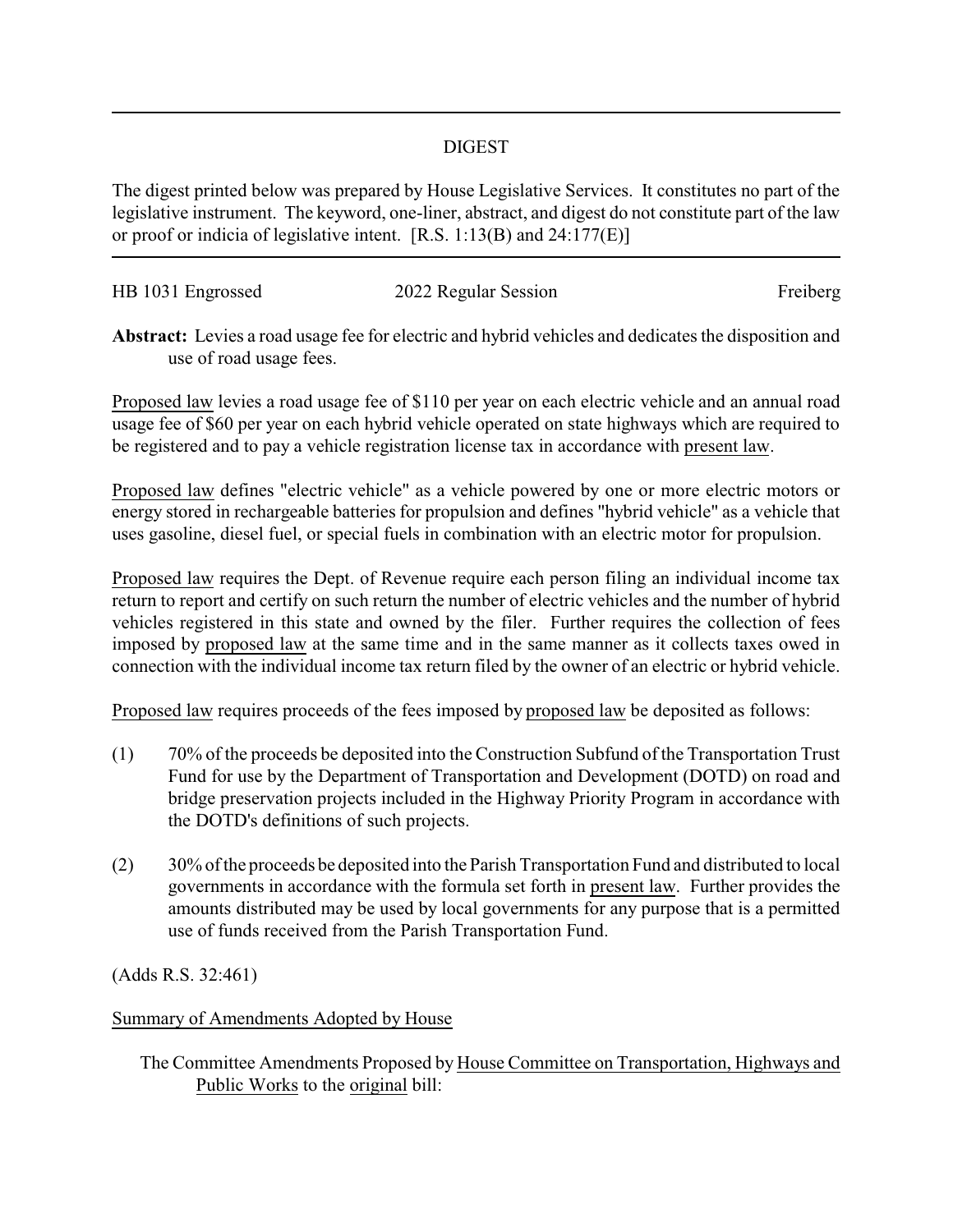## DIGEST

The digest printed below was prepared by House Legislative Services. It constitutes no part of the legislative instrument. The keyword, one-liner, abstract, and digest do not constitute part of the law or proof or indicia of legislative intent. [R.S. 1:13(B) and 24:177(E)]

| HB 1031 Engrossed | 2022 Regular Session | Freiberg |
| --- | --- | --- |

**Abstract:** Levies a road usage fee for electric and hybrid vehicles and dedicates the disposition and use of road usage fees.

Proposed law levies a road usage fee of $110 per year on each electric vehicle and an annual road usage fee of $60 per year on each hybrid vehicle operated on state highways which are required to be registered and to pay a vehicle registration license tax in accordance with present law.

Proposed law defines "electric vehicle" as a vehicle powered by one or more electric motors or energy stored in rechargeable batteries for propulsion and defines "hybrid vehicle" as a vehicle that uses gasoline, diesel fuel, or special fuels in combination with an electric motor for propulsion.

Proposed law requires the Dept. of Revenue require each person filing an individual income tax return to report and certify on such return the number of electric vehicles and the number of hybrid vehicles registered in this state and owned by the filer. Further requires the collection of fees imposed by proposed law at the same time and in the same manner as it collects taxes owed in connection with the individual income tax return filed by the owner of an electric or hybrid vehicle.

Proposed law requires proceeds of the fees imposed by proposed law be deposited as follows:

(1) 70% of the proceeds be deposited into the Construction Subfund of the Transportation Trust Fund for use by the Department of Transportation and Development (DOTD) on road and bridge preservation projects included in the Highway Priority Program in accordance with the DOTD's definitions of such projects.

(2) 30% of the proceeds be deposited into the Parish Transportation Fund and distributed to local governments in accordance with the formula set forth in present law. Further provides the amounts distributed may be used by local governments for any purpose that is a permitted use of funds received from the Parish Transportation Fund.

(Adds R.S. 32:461)

Summary of Amendments Adopted by House

The Committee Amendments Proposed by House Committee on Transportation, Highways and Public Works to the original bill: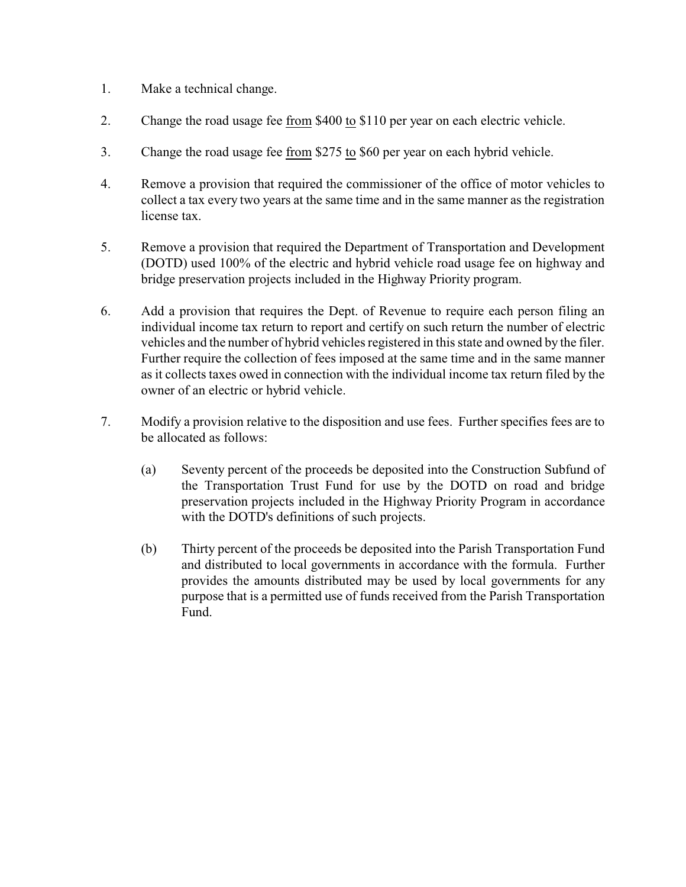1. Make a technical change.

2. Change the road usage fee from $400 to $110 per year on each electric vehicle.

3. Change the road usage fee from $275 to $60 per year on each hybrid vehicle.

4. Remove a provision that required the commissioner of the office of motor vehicles to collect a tax every two years at the same time and in the same manner as the registration license tax.

5. Remove a provision that required the Department of Transportation and Development (DOTD) used 100% of the electric and hybrid vehicle road usage fee on highway and bridge preservation projects included in the Highway Priority program.

6. Add a provision that requires the Dept. of Revenue to require each person filing an individual income tax return to report and certify on such return the number of electric vehicles and the number of hybrid vehicles registered in this state and owned by the filer. Further require the collection of fees imposed at the same time and in the same manner as it collects taxes owed in connection with the individual income tax return filed by the owner of an electric or hybrid vehicle.

7. Modify a provision relative to the disposition and use fees. Further specifies fees are to be allocated as follows:

   (a) Seventy percent of the proceeds be deposited into the Construction Subfund of the Transportation Trust Fund for use by the DOTD on road and bridge preservation projects included in the Highway Priority Program in accordance with the DOTD's definitions of such projects.

   (b) Thirty percent of the proceeds be deposited into the Parish Transportation Fund and distributed to local governments in accordance with the formula. Further provides the amounts distributed may be used by local governments for any purpose that is a permitted use of funds received from the Parish Transportation Fund.